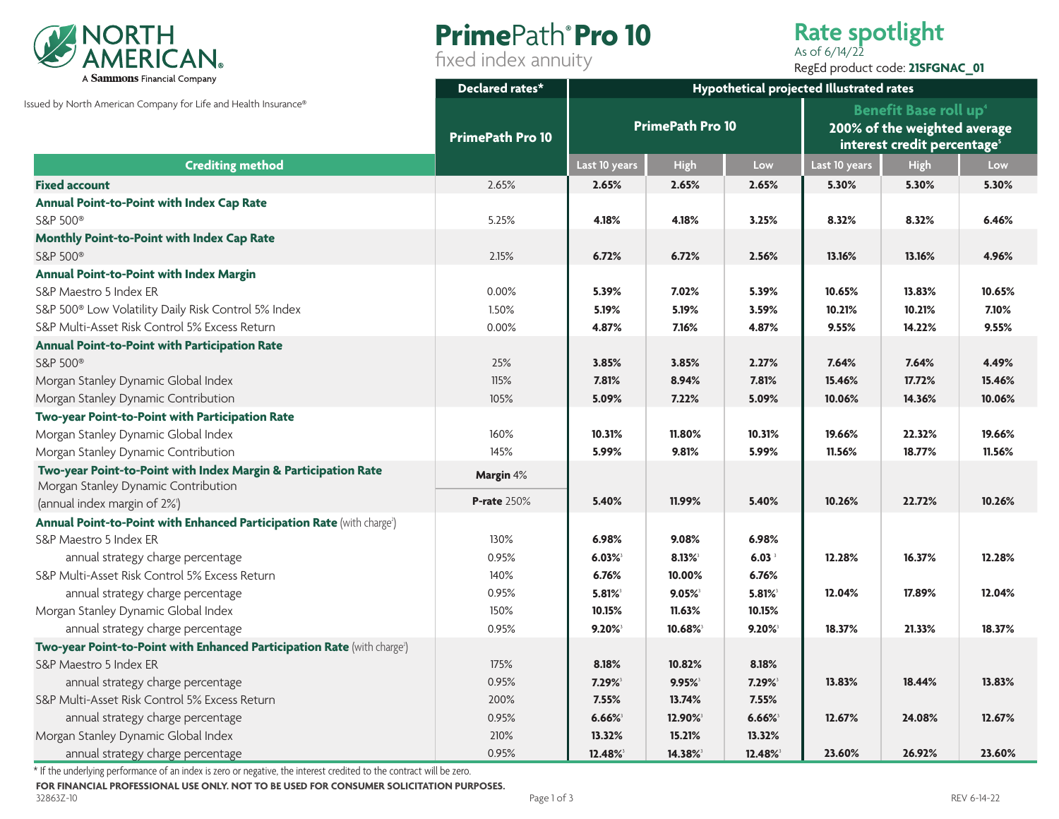NORTH AMERICAN
A Sammons Financial Company

Issued by North American Company for Life and Health Insurance®

# PrimePath® Pro 10

fixed index annuity

## Rate spotlight

As of 6/14/22

RegEd product code: **21SFGNAC_01**

| Crediting method | Declared rates* | Hypothetical projected Illustrated rates | | | | | |
|---|---|---|---|---|---|---|---|
| | **PrimePath Pro 10** | **PrimePath Pro 10** | | | **Benefit Base roll up[4] 200% of the weighted average interest credit percentage[5]** | | |
| | | Last 10 years | High | Low | Last 10 years | High | Low |
| **Fixed account** | 2.65% | **2.65%** | **2.65%** | **2.65%** | **5.30%** | **5.30%** | **5.30%** |
| **Annual Point-to-Point with Index Cap Rate** | | | | | | | |
| S&P 500® | 5.25% | **4.18%** | **4.18%** | **3.25%** | **8.32%** | **8.32%** | **6.46%** |
| **Monthly Point-to-Point with Index Cap Rate** | | | | | | | |
| S&P 500® | 2.15% | **6.72%** | **6.72%** | **2.56%** | **13.16%** | **13.16%** | **4.96%** |
| **Annual Point-to-Point with Index Margin** | | | | | | | |
| S&P Maestro 5 Index ER | 0.00% | **5.39%** | **7.02%** | **5.39%** | **10.65%** | **13.83%** | **10.65%** |
| S&P 500® Low Volatility Daily Risk Control 5% Index | 1.50% | **5.19%** | **5.19%** | **3.59%** | **10.21%** | **10.21%** | **7.10%** |
| S&P Multi-Asset Risk Control 5% Excess Return | 0.00% | **4.87%** | **7.16%** | **4.87%** | **9.55%** | **14.22%** | **9.55%** |
| **Annual Point-to-Point with Participation Rate** | | | | | | | |
| S&P 500® | 25% | **3.85%** | **3.85%** | **2.27%** | **7.64%** | **7.64%** | **4.49%** |
| Morgan Stanley Dynamic Global Index | 115% | **7.81%** | **8.94%** | **7.81%** | **15.46%** | **17.72%** | **15.46%** |
| Morgan Stanley Dynamic Contribution | 105% | **5.09%** | **7.22%** | **5.09%** | **10.06%** | **14.36%** | **10.06%** |
| **Two-year Point-to-Point with Participation Rate** | | | | | | | |
| Morgan Stanley Dynamic Global Index | 160% | **10.31%** | **11.80%** | **10.31%** | **19.66%** | **22.32%** | **19.66%** |
| Morgan Stanley Dynamic Contribution | 145% | **5.99%** | **9.81%** | **5.99%** | **11.56%** | **18.77%** | **11.56%** |
| **Two-year Point-to-Point with Index Margin & Participation Rate** Morgan Stanley Dynamic Contribution (annual index margin of 2%[1]) | **Margin** 4% / **P-rate** 250% | **5.40%** | **11.99%** | **5.40%** | **10.26%** | **22.72%** | **10.26%** |
| **Annual Point-to-Point with Enhanced Participation Rate** (with charge[2]) | | | | | | | |
| S&P Maestro 5 Index ER | 130% | **6.98%** | **9.08%** | **6.98%** | | | |
| annual strategy charge percentage | 0.95% | **6.03%**[3] | **8.13%**[3] | **6.03**[3] | **12.28%** | **16.37%** | **12.28%** |
| S&P Multi-Asset Risk Control 5% Excess Return | 140% | **6.76%** | **10.00%** | **6.76%** | | | |
| annual strategy charge percentage | 0.95% | **5.81%**[3] | **9.05%**[3] | **5.81%**[3] | **12.04%** | **17.89%** | **12.04%** |
| Morgan Stanley Dynamic Global Index | 150% | **10.15%** | **11.63%** | **10.15%** | | | |
| annual strategy charge percentage | 0.95% | **9.20%**[3] | **10.68%**[3] | **9.20%**[3] | **18.37%** | **21.33%** | **18.37%** |
| **Two-year Point-to-Point with Enhanced Participation Rate** (with charge[2]) | | | | | | | |
| S&P Maestro 5 Index ER | 175% | **8.18%** | **10.82%** | **8.18%** | | | |
| annual strategy charge percentage | 0.95% | **7.29%**[3] | **9.95%**[3] | **7.29%**[3] | **13.83%** | **18.44%** | **13.83%** |
| S&P Multi-Asset Risk Control 5% Excess Return | 200% | **7.55%** | **13.74%** | **7.55%** | | | |
| annual strategy charge percentage | 0.95% | **6.66%**[3] | **12.90%**[3] | **6.66%**[3] | **12.67%** | **24.08%** | **12.67%** |
| Morgan Stanley Dynamic Global Index | 210% | **13.32%** | **15.21%** | **13.32%** | | | |
| annual strategy charge percentage | 0.95% | **12.48%**[3] | **14.38%**[3] | **12.48%**[3] | **23.60%** | **26.92%** | **23.60%** |

\* If the underlying performance of an index is zero or negative, the interest credited to the contract will be zero.

**FOR FINANCIAL PROFESSIONAL USE ONLY. NOT TO BE USED FOR CONSUMER SOLICITATION PURPOSES.**

32863Z-10

REV 6-14-22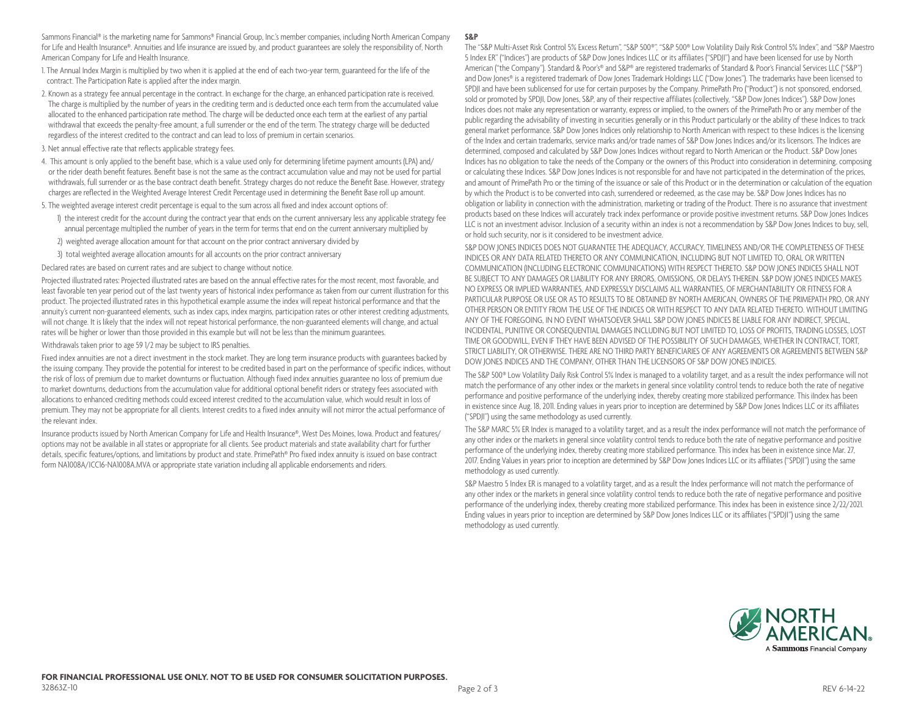Sammons Financial® is the marketing name for Sammons® Financial Group, Inc.'s member companies, including North American Company for Life and Health Insurance®. Annuities and life insurance are issued by, and product guarantees are solely the responsibility of, North American Company for Life and Health Insurance.

1. The Annual Index Margin is multiplied by two when it is applied at the end of each two-year term, guaranteed for the life of the contract. The Participation Rate is applied after the index margin.
2. Known as a strategy fee annual percentage in the contract. In exchange for the charge, an enhanced participation rate is received. The charge is multiplied by the number of years in the crediting term and is deducted once each term from the accumulated value allocated to the enhanced participation rate method. The charge will be deducted once each term at the earliest of any partial withdrawal that exceeds the penalty-free amount, a full surrender or the end of the term. The strategy charge will be deducted regardless of the interest credited to the contract and can lead to loss of premium in certain scenarios.
3. Net annual effective rate that reflects applicable strategy fees.
4. This amount is only applied to the benefit base, which is a value used only for determining lifetime payment amounts (LPA) and/or the rider death benefit features. Benefit base is not the same as the contract accumulation value and may not be used for partial withdrawals, full surrender or as the base contract death benefit. Strategy charges do not reduce the Benefit Base. However, strategy charges are reflected in the Weighted Average Interest Credit Percentage used in determining the Benefit Base roll up amount.
5. The weighted average interest credit percentage is equal to the sum across all fixed and index account options of:
   1) the interest credit for the account during the contract year that ends on the current anniversary less any applicable strategy fee annual percentage multiplied the number of years in the term for terms that end on the current anniversary multiplied by
   2) weighted average allocation amount for that account on the prior contract anniversary divided by
   3) total weighted average allocation amounts for all accounts on the prior contract anniversary

Declared rates are based on current rates and are subject to change without notice.

Projected illustrated rates: Projected illustrated rates are based on the annual effective rates for the most recent, most favorable, and least favorable ten year period out of the last twenty years of historical index performance as taken from our current illustration for this product. The projected illustrated rates in this hypothetical example assume the index will repeat historical performance and that the annuity's current non-guaranteed elements, such as index caps, index margins, participation rates or other interest crediting adjustments, will not change. It is likely that the index will not repeat historical performance, the non-guaranteed elements will change, and actual rates will be higher or lower than those provided in this example but will not be less than the minimum guarantees.

Withdrawals taken prior to age 59 1/2 may be subject to IRS penalties.

Fixed index annuities are not a direct investment in the stock market. They are long term insurance products with guarantees backed by the issuing company. They provide the potential for interest to be credited based in part on the performance of specific indices, without the risk of loss of premium due to market downturns or fluctuation. Although fixed index annuities guarantee no loss of premium due to market downturns, deductions from the accumulation value for additional optional benefit riders or strategy fees associated with allocations to enhanced crediting methods could exceed interest credited to the accumulation value, which would result in loss of premium. They may not be appropriate for all clients. Interest credits to a fixed index annuity will not mirror the actual performance of the relevant index.

Insurance products issued by North American Company for Life and Health Insurance®, West Des Moines, Iowa. Product and features/options may not be available in all states or appropriate for all clients. See product materials and state availability chart for further details, specific features/options, and limitations by product and state. PrimePath® Pro fixed index annuity is issued on base contract form NA1008A/ICC16-NA1008A.MVA or appropriate state variation including all applicable endorsements and riders.

**S&P**

The "S&P Multi-Asset Risk Control 5% Excess Return", "S&P 500®", "S&P 500® Low Volatility Daily Risk Control 5% Index", and "S&P Maestro 5 Index ER" ("Indices") are products of S&P Dow Jones Indices LLC or its affiliates ("SPDJI") and have been licensed for use by North American ("the Company"). Standard & Poor's® and S&P® are registered trademarks of Standard & Poor's Financial Services LLC ("S&P") and Dow Jones® is a registered trademark of Dow Jones Trademark Holdings LLC ("Dow Jones"). The trademarks have been licensed to SPDJI and have been sublicensed for use for certain purposes by the Company. PrimePath Pro ("Product") is not sponsored, endorsed, sold or promoted by SPDJI, Dow Jones, S&P, any of their respective affiliates (collectively, "S&P Dow Jones Indices"). S&P Dow Jones Indices does not make any representation or warranty, express or implied, to the owners of the PrimePath Pro or any member of the public regarding the advisability of investing in securities generally or in this Product particularly or the ability of these Indices to track general market performance. S&P Dow Jones Indices only relationship to North American with respect to these Indices is the licensing of the Index and certain trademarks, service marks and/or trade names of S&P Dow Jones Indices and/or its licensors. The Indices are determined, composed and calculated by S&P Dow Jones Indices without regard to North American or the Product. S&P Dow Jones Indices has no obligation to take the needs of the Company or the owners of this Product into consideration in determining, composing or calculating these Indices. S&P Dow Jones Indices is not responsible for and have not participated in the determination of the prices, and amount of PrimePath Pro or the timing of the issuance or sale of this Product or in the determination or calculation of the equation by which the Product is to be converted into cash, surrendered or redeemed, as the case may be. S&P Dow Jones Indices has no obligation or liability in connection with the administration, marketing or trading of the Product. There is no assurance that investment products based on these Indices will accurately track index performance or provide positive investment returns. S&P Dow Jones Indices LLC is not an investment advisor. Inclusion of a security within an index is not a recommendation by S&P Dow Jones Indices to buy, sell, or hold such security, nor is it considered to be investment advice.

S&P DOW JONES INDICES DOES NOT GUARANTEE THE ADEQUACY, ACCURACY, TIMELINESS AND/OR THE COMPLETENESS OF THESE INDICES OR ANY DATA RELATED THERETO OR ANY COMMUNICATION, INCLUDING BUT NOT LIMITED TO, ORAL OR WRITTEN COMMUNICATION (INCLUDING ELECTRONIC COMMUNICATIONS) WITH RESPECT THERETO. S&P DOW JONES INDICES SHALL NOT BE SUBJECT TO ANY DAMAGES OR LIABILITY FOR ANY ERRORS, OMISSIONS, OR DELAYS THEREIN. S&P DOW JONES INDICES MAKES NO EXPRESS OR IMPLIED WARRANTIES, AND EXPRESSLY DISCLAIMS ALL WARRANTIES, OF MERCHANTABILITY OR FITNESS FOR A PARTICULAR PURPOSE OR USE OR AS TO RESULTS TO BE OBTAINED BY NORTH AMERICAN, OWNERS OF THE PRIMEPATH PRO, OR ANY OTHER PERSON OR ENTITY FROM THE USE OF THE INDICES OR WITH RESPECT TO ANY DATA RELATED THERETO. WITHOUT LIMITING ANY OF THE FOREGOING, IN NO EVENT WHATSOEVER SHALL S&P DOW JONES INDICES BE LIABLE FOR ANY INDIRECT, SPECIAL, INCIDENTAL, PUNITIVE OR CONSEQUENTIAL DAMAGES INCLUDING BUT NOT LIMITED TO, LOSS OF PROFITS, TRADING LOSSES, LOST TIME OR GOODWILL, EVEN IF THEY HAVE BEEN ADVISED OF THE POSSIBILITY OF SUCH DAMAGES, WHETHER IN CONTRACT, TORT, STRICT LIABILITY, OR OTHERWISE. THERE ARE NO THIRD PARTY BENEFICIARIES OF ANY AGREEMENTS OR AGREEMENTS BETWEEN S&P DOW JONES INDICES AND THE COMPANY, OTHER THAN THE LICENSORS OF S&P DOW JONES INDICES.

The S&P 500® Low Volatility Daily Risk Control 5% Index is managed to a volatility target, and as a result the index performance will not match the performance of any other index or the markets in general since volatility control tends to reduce both the rate of negative performance and positive performance of the underlying index, thereby creating more stabilized performance. This iIndex has been in existence since Aug. 18, 2011. Ending values in years prior to inception are determined by S&P Dow Jones Indices LLC or its affiliates ("SPDJI") using the same methodology as used currently.

The S&P MARC 5% ER Index is managed to a volatility target, and as a result the index performance will not match the performance of any other index or the markets in general since volatility control tends to reduce both the rate of negative performance and positive performance of the underlying index, thereby creating more stabilized performance. This index has been in existence since Mar. 27, 2017. Ending Values in years prior to inception are determined by S&P Dow Jones Indices LLC or its affiliates ("SPDJI") using the same methodology as used currently.

S&P Maestro 5 Index ER is managed to a volatility target, and as a result the Index performance will not match the performance of any other index or the markets in general since volatility control tends to reduce both the rate of negative performance and positive performance of the underlying index, thereby creating more stabilized performance. This index has been in existence since 2/22/2021. Ending values in years prior to inception are determined by S&P Dow Jones Indices LLC or its affiliates ("SPDJI") using the same methodology as used currently.

NORTH AMERICAN. A Sammons Financial Company

**FOR FINANCIAL PROFESSIONAL USE ONLY. NOT TO BE USED FOR CONSUMER SOLICITATION PURPOSES.**

32863Z-10

REV 6-14-22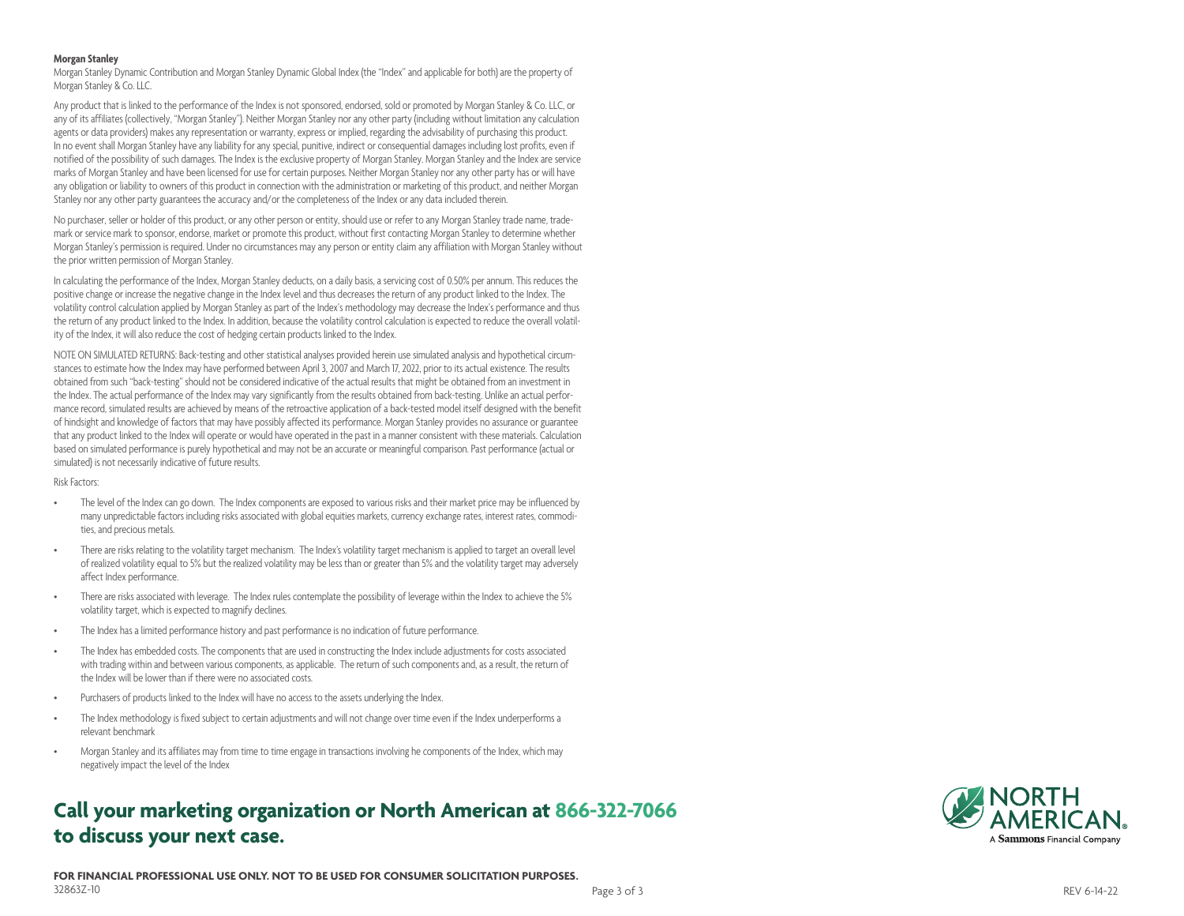**Morgan Stanley**

Morgan Stanley Dynamic Contribution and Morgan Stanley Dynamic Global Index (the "Index" and applicable for both) are the property of Morgan Stanley & Co. LLC.

Any product that is linked to the performance of the Index is not sponsored, endorsed, sold or promoted by Morgan Stanley & Co. LLC, or any of its affiliates (collectively, "Morgan Stanley"). Neither Morgan Stanley nor any other party (including without limitation any calculation agents or data providers) makes any representation or warranty, express or implied, regarding the advisability of purchasing this product. In no event shall Morgan Stanley have any liability for any special, punitive, indirect or consequential damages including lost profits, even if notified of the possibility of such damages. The Index is the exclusive property of Morgan Stanley. Morgan Stanley and the Index are service marks of Morgan Stanley and have been licensed for use for certain purposes. Neither Morgan Stanley nor any other party has or will have any obligation or liability to owners of this product in connection with the administration or marketing of this product, and neither Morgan Stanley nor any other party guarantees the accuracy and/or the completeness of the Index or any data included therein.

No purchaser, seller or holder of this product, or any other person or entity, should use or refer to any Morgan Stanley trade name, trademark or service mark to sponsor, endorse, market or promote this product, without first contacting Morgan Stanley to determine whether Morgan Stanley's permission is required. Under no circumstances may any person or entity claim any affiliation with Morgan Stanley without the prior written permission of Morgan Stanley.

In calculating the performance of the Index, Morgan Stanley deducts, on a daily basis, a servicing cost of 0.50% per annum. This reduces the positive change or increase the negative change in the Index level and thus decreases the return of any product linked to the Index. The volatility control calculation applied by Morgan Stanley as part of the Index's methodology may decrease the Index's performance and thus the return of any product linked to the Index. In addition, because the volatility control calculation is expected to reduce the overall volatility of the Index, it will also reduce the cost of hedging certain products linked to the Index.

NOTE ON SIMULATED RETURNS: Back-testing and other statistical analyses provided herein use simulated analysis and hypothetical circumstances to estimate how the Index may have performed between April 3, 2007 and March 17, 2022, prior to its actual existence. The results obtained from such "back-testing" should not be considered indicative of the actual results that might be obtained from an investment in the Index. The actual performance of the Index may vary significantly from the results obtained from back-testing. Unlike an actual performance record, simulated results are achieved by means of the retroactive application of a back-tested model itself designed with the benefit of hindsight and knowledge of factors that may have possibly affected its performance. Morgan Stanley provides no assurance or guarantee that any product linked to the Index will operate or would have operated in the past in a manner consistent with these materials. Calculation based on simulated performance is purely hypothetical and may not be an accurate or meaningful comparison. Past performance (actual or simulated) is not necessarily indicative of future results.

Risk Factors:

- The level of the Index can go down. The Index components are exposed to various risks and their market price may be influenced by many unpredictable factors including risks associated with global equities markets, currency exchange rates, interest rates, commodities, and precious metals.
- There are risks relating to the volatility target mechanism. The Index's volatility target mechanism is applied to target an overall level of realized volatility equal to 5% but the realized volatility may be less than or greater than 5% and the volatility target may adversely affect Index performance.
- There are risks associated with leverage. The Index rules contemplate the possibility of leverage within the Index to achieve the 5% volatility target, which is expected to magnify declines.
- The Index has a limited performance history and past performance is no indication of future performance.
- The Index has embedded costs. The components that are used in constructing the Index include adjustments for costs associated with trading within and between various components, as applicable. The return of such components and, as a result, the return of the Index will be lower than if there were no associated costs.
- Purchasers of products linked to the Index will have no access to the assets underlying the Index.
- The Index methodology is fixed subject to certain adjustments and will not change over time even if the Index underperforms a relevant benchmark
- Morgan Stanley and its affiliates may from time to time engage in transactions involving he components of the Index, which may negatively impact the level of the Index

## Call your marketing organization or North American at 866-322-7066 to discuss your next case.

NORTH AMERICAN® A Sammons Financial Company

**FOR FINANCIAL PROFESSIONAL USE ONLY. NOT TO BE USED FOR CONSUMER SOLICITATION PURPOSES.**

32863Z-10

REV 6-14-22